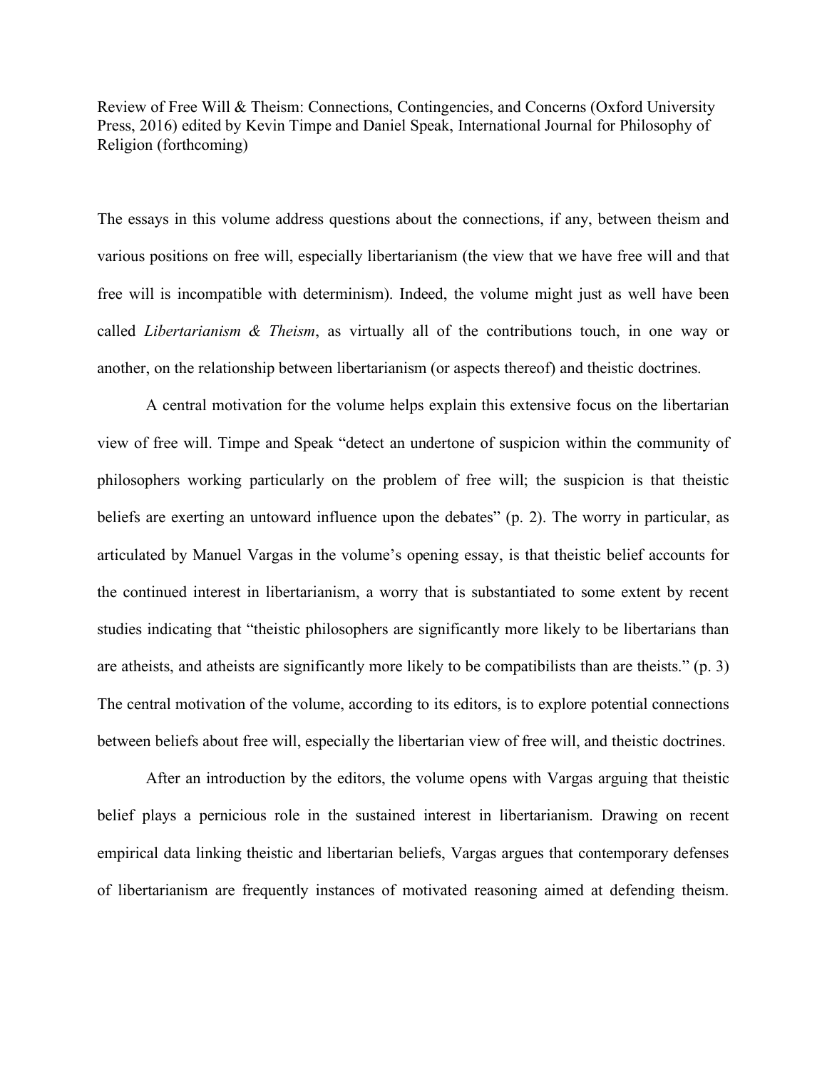Review of Free Will & Theism: Connections, Contingencies, and Concerns (Oxford University Press, 2016) edited by Kevin Timpe and Daniel Speak, International Journal for Philosophy of Religion (forthcoming)

The essays in this volume address questions about the connections, if any, between theism and various positions on free will, especially libertarianism (the view that we have free will and that free will is incompatible with determinism). Indeed, the volume might just as well have been called *Libertarianism & Theism*, as virtually all of the contributions touch, in one way or another, on the relationship between libertarianism (or aspects thereof) and theistic doctrines.

A central motivation for the volume helps explain this extensive focus on the libertarian view of free will. Timpe and Speak "detect an undertone of suspicion within the community of philosophers working particularly on the problem of free will; the suspicion is that theistic beliefs are exerting an untoward influence upon the debates" (p. 2). The worry in particular, as articulated by Manuel Vargas in the volume's opening essay, is that theistic belief accounts for the continued interest in libertarianism, a worry that is substantiated to some extent by recent studies indicating that "theistic philosophers are significantly more likely to be libertarians than are atheists, and atheists are significantly more likely to be compatibilists than are theists." (p. 3) The central motivation of the volume, according to its editors, is to explore potential connections between beliefs about free will, especially the libertarian view of free will, and theistic doctrines.

After an introduction by the editors, the volume opens with Vargas arguing that theistic belief plays a pernicious role in the sustained interest in libertarianism. Drawing on recent empirical data linking theistic and libertarian beliefs, Vargas argues that contemporary defenses of libertarianism are frequently instances of motivated reasoning aimed at defending theism.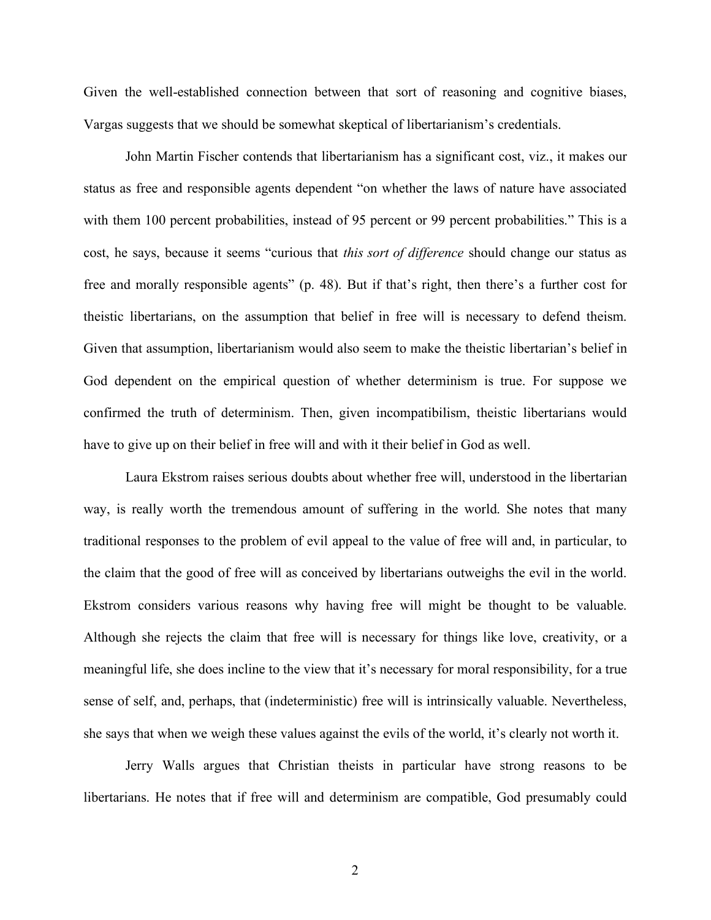Given the well-established connection between that sort of reasoning and cognitive biases, Vargas suggests that we should be somewhat skeptical of libertarianism's credentials.

John Martin Fischer contends that libertarianism has a significant cost, viz., it makes our status as free and responsible agents dependent "on whether the laws of nature have associated with them 100 percent probabilities, instead of 95 percent or 99 percent probabilities." This is a cost, he says, because it seems "curious that *this sort of difference* should change our status as free and morally responsible agents" (p. 48). But if that's right, then there's a further cost for theistic libertarians, on the assumption that belief in free will is necessary to defend theism. Given that assumption, libertarianism would also seem to make the theistic libertarian's belief in God dependent on the empirical question of whether determinism is true. For suppose we confirmed the truth of determinism. Then, given incompatibilism, theistic libertarians would have to give up on their belief in free will and with it their belief in God as well.

Laura Ekstrom raises serious doubts about whether free will, understood in the libertarian way, is really worth the tremendous amount of suffering in the world. She notes that many traditional responses to the problem of evil appeal to the value of free will and, in particular, to the claim that the good of free will as conceived by libertarians outweighs the evil in the world. Ekstrom considers various reasons why having free will might be thought to be valuable. Although she rejects the claim that free will is necessary for things like love, creativity, or a meaningful life, she does incline to the view that it's necessary for moral responsibility, for a true sense of self, and, perhaps, that (indeterministic) free will is intrinsically valuable. Nevertheless, she says that when we weigh these values against the evils of the world, it's clearly not worth it.

Jerry Walls argues that Christian theists in particular have strong reasons to be libertarians. He notes that if free will and determinism are compatible, God presumably could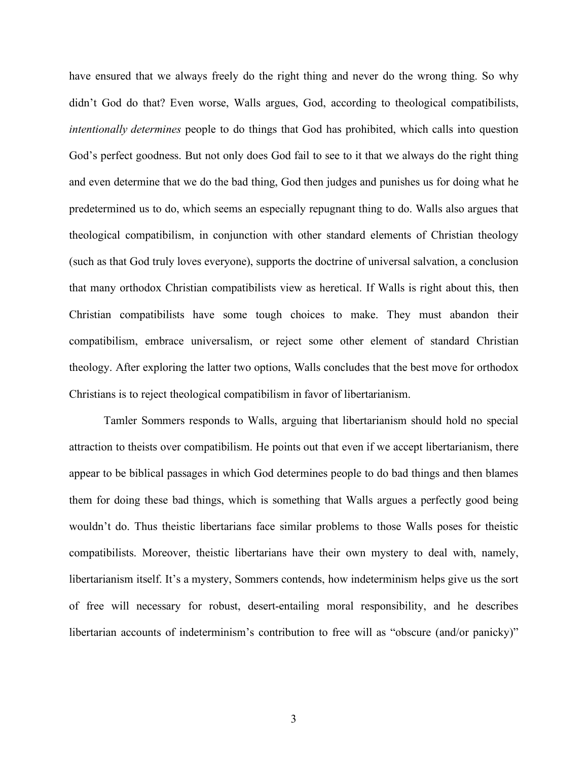have ensured that we always freely do the right thing and never do the wrong thing. So why didn't God do that? Even worse, Walls argues, God, according to theological compatibilists, *intentionally determines* people to do things that God has prohibited, which calls into question God's perfect goodness. But not only does God fail to see to it that we always do the right thing and even determine that we do the bad thing, God then judges and punishes us for doing what he predetermined us to do, which seems an especially repugnant thing to do. Walls also argues that theological compatibilism, in conjunction with other standard elements of Christian theology (such as that God truly loves everyone), supports the doctrine of universal salvation, a conclusion that many orthodox Christian compatibilists view as heretical. If Walls is right about this, then Christian compatibilists have some tough choices to make. They must abandon their compatibilism, embrace universalism, or reject some other element of standard Christian theology. After exploring the latter two options, Walls concludes that the best move for orthodox Christians is to reject theological compatibilism in favor of libertarianism.

Tamler Sommers responds to Walls, arguing that libertarianism should hold no special attraction to theists over compatibilism. He points out that even if we accept libertarianism, there appear to be biblical passages in which God determines people to do bad things and then blames them for doing these bad things, which is something that Walls argues a perfectly good being wouldn't do. Thus theistic libertarians face similar problems to those Walls poses for theistic compatibilists. Moreover, theistic libertarians have their own mystery to deal with, namely, libertarianism itself. It's a mystery, Sommers contends, how indeterminism helps give us the sort of free will necessary for robust, desert-entailing moral responsibility, and he describes libertarian accounts of indeterminism's contribution to free will as "obscure (and/or panicky)"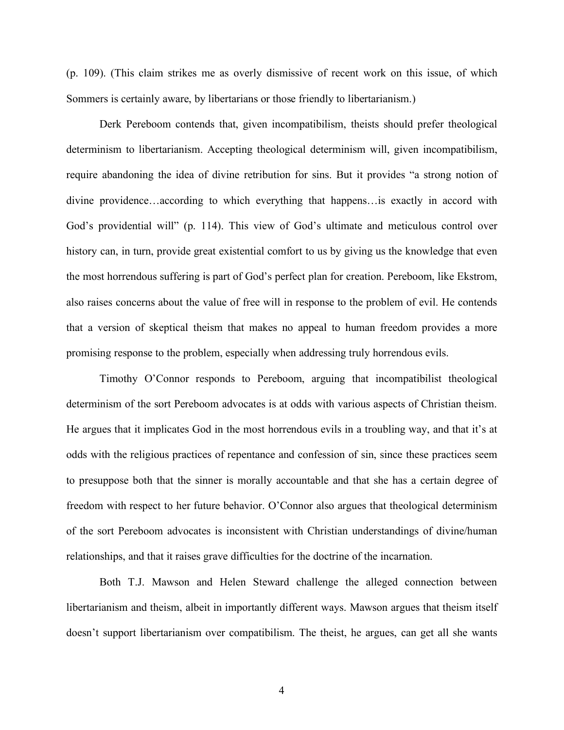(p. 109). (This claim strikes me as overly dismissive of recent work on this issue, of which Sommers is certainly aware, by libertarians or those friendly to libertarianism.)

Derk Pereboom contends that, given incompatibilism, theists should prefer theological determinism to libertarianism. Accepting theological determinism will, given incompatibilism, require abandoning the idea of divine retribution for sins. But it provides "a strong notion of divine providence…according to which everything that happens…is exactly in accord with God's providential will" (p. 114). This view of God's ultimate and meticulous control over history can, in turn, provide great existential comfort to us by giving us the knowledge that even the most horrendous suffering is part of God's perfect plan for creation. Pereboom, like Ekstrom, also raises concerns about the value of free will in response to the problem of evil. He contends that a version of skeptical theism that makes no appeal to human freedom provides a more promising response to the problem, especially when addressing truly horrendous evils.

Timothy O'Connor responds to Pereboom, arguing that incompatibilist theological determinism of the sort Pereboom advocates is at odds with various aspects of Christian theism. He argues that it implicates God in the most horrendous evils in a troubling way, and that it's at odds with the religious practices of repentance and confession of sin, since these practices seem to presuppose both that the sinner is morally accountable and that she has a certain degree of freedom with respect to her future behavior. O'Connor also argues that theological determinism of the sort Pereboom advocates is inconsistent with Christian understandings of divine/human relationships, and that it raises grave difficulties for the doctrine of the incarnation.

Both T.J. Mawson and Helen Steward challenge the alleged connection between libertarianism and theism, albeit in importantly different ways. Mawson argues that theism itself doesn't support libertarianism over compatibilism. The theist, he argues, can get all she wants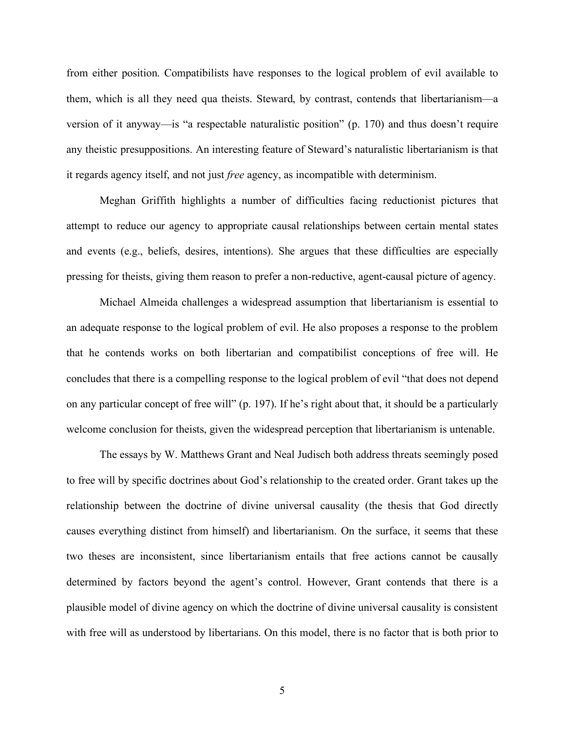from either position. Compatibilists have responses to the logical problem of evil available to them, which is all they need qua theists. Steward, by contrast, contends that libertarianism—a version of it anyway—is "a respectable naturalistic position" (p. 170) and thus doesn't require any theistic presuppositions. An interesting feature of Steward's naturalistic libertarianism is that it regards agency itself, and not just *free* agency, as incompatible with determinism.

Meghan Griffith highlights a number of difficulties facing reductionist pictures that attempt to reduce our agency to appropriate causal relationships between certain mental states and events (e.g., beliefs, desires, intentions). She argues that these difficulties are especially pressing for theists, giving them reason to prefer a non-reductive, agent-causal picture of agency.

Michael Almeida challenges a widespread assumption that libertarianism is essential to an adequate response to the logical problem of evil. He also proposes a response to the problem that he contends works on both libertarian and compatibilist conceptions of free will. He concludes that there is a compelling response to the logical problem of evil "that does not depend on any particular concept of free will" (p. 197). If he's right about that, it should be a particularly welcome conclusion for theists, given the widespread perception that libertarianism is untenable.

The essays by W. Matthews Grant and Neal Judisch both address threats seemingly posed to free will by specific doctrines about God's relationship to the created order. Grant takes up the relationship between the doctrine of divine universal causality (the thesis that God directly causes everything distinct from himself) and libertarianism. On the surface, it seems that these two theses are inconsistent, since libertarianism entails that free actions cannot be causally determined by factors beyond the agent's control. However, Grant contends that there is a plausible model of divine agency on which the doctrine of divine universal causality is consistent with free will as understood by libertarians. On this model, there is no factor that is both prior to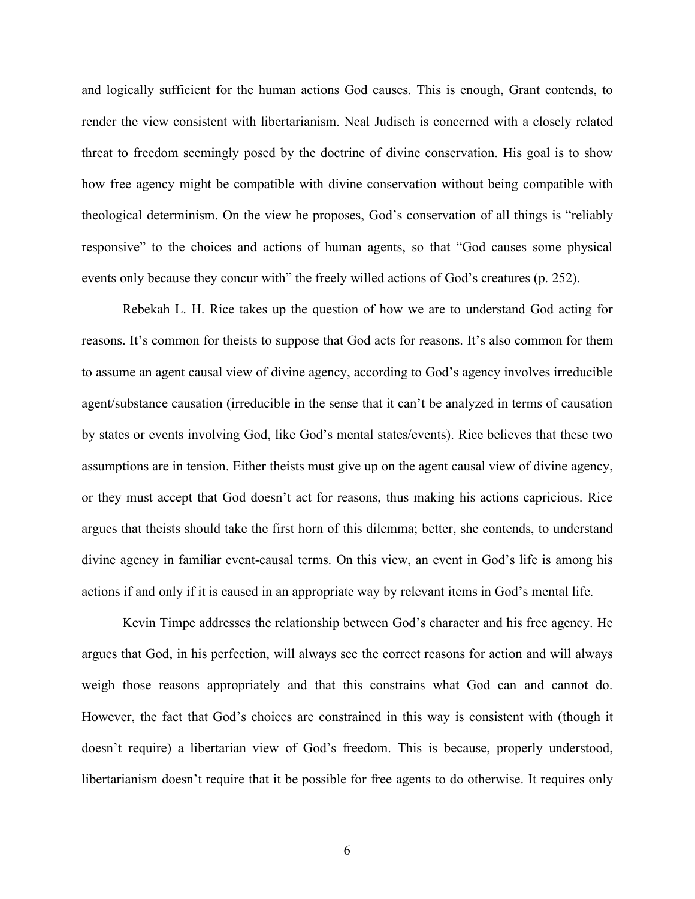and logically sufficient for the human actions God causes. This is enough, Grant contends, to render the view consistent with libertarianism. Neal Judisch is concerned with a closely related threat to freedom seemingly posed by the doctrine of divine conservation. His goal is to show how free agency might be compatible with divine conservation without being compatible with theological determinism. On the view he proposes, God's conservation of all things is "reliably responsive" to the choices and actions of human agents, so that "God causes some physical events only because they concur with" the freely willed actions of God's creatures (p. 252).

Rebekah L. H. Rice takes up the question of how we are to understand God acting for reasons. It's common for theists to suppose that God acts for reasons. It's also common for them to assume an agent causal view of divine agency, according to God's agency involves irreducible agent/substance causation (irreducible in the sense that it can't be analyzed in terms of causation by states or events involving God, like God's mental states/events). Rice believes that these two assumptions are in tension. Either theists must give up on the agent causal view of divine agency, or they must accept that God doesn't act for reasons, thus making his actions capricious. Rice argues that theists should take the first horn of this dilemma; better, she contends, to understand divine agency in familiar event-causal terms. On this view, an event in God's life is among his actions if and only if it is caused in an appropriate way by relevant items in God's mental life.

Kevin Timpe addresses the relationship between God's character and his free agency. He argues that God, in his perfection, will always see the correct reasons for action and will always weigh those reasons appropriately and that this constrains what God can and cannot do. However, the fact that God's choices are constrained in this way is consistent with (though it doesn't require) a libertarian view of God's freedom. This is because, properly understood, libertarianism doesn't require that it be possible for free agents to do otherwise. It requires only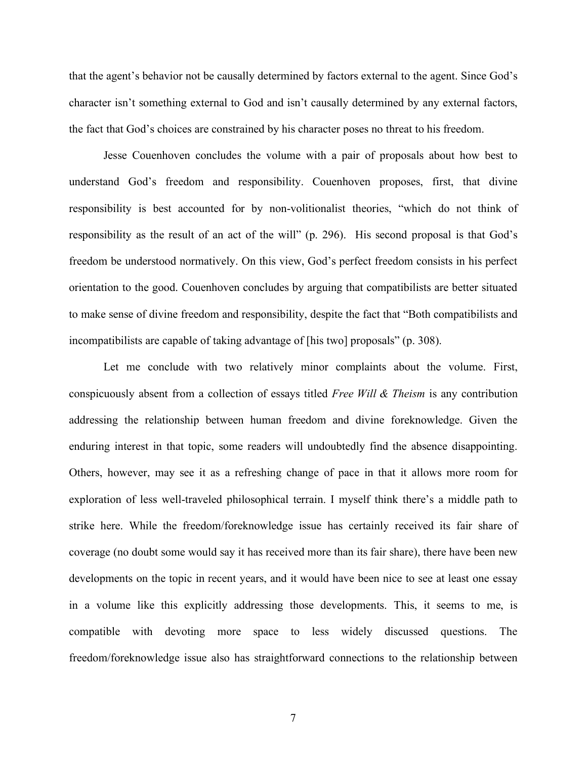that the agent's behavior not be causally determined by factors external to the agent. Since God's character isn't something external to God and isn't causally determined by any external factors, the fact that God's choices are constrained by his character poses no threat to his freedom.

Jesse Couenhoven concludes the volume with a pair of proposals about how best to understand God's freedom and responsibility. Couenhoven proposes, first, that divine responsibility is best accounted for by non-volitionalist theories, "which do not think of responsibility as the result of an act of the will" (p. 296). His second proposal is that God's freedom be understood normatively. On this view, God's perfect freedom consists in his perfect orientation to the good. Couenhoven concludes by arguing that compatibilists are better situated to make sense of divine freedom and responsibility, despite the fact that "Both compatibilists and incompatibilists are capable of taking advantage of [his two] proposals" (p. 308).

Let me conclude with two relatively minor complaints about the volume. First, conspicuously absent from a collection of essays titled *Free Will & Theism* is any contribution addressing the relationship between human freedom and divine foreknowledge. Given the enduring interest in that topic, some readers will undoubtedly find the absence disappointing. Others, however, may see it as a refreshing change of pace in that it allows more room for exploration of less well-traveled philosophical terrain. I myself think there's a middle path to strike here. While the freedom/foreknowledge issue has certainly received its fair share of coverage (no doubt some would say it has received more than its fair share), there have been new developments on the topic in recent years, and it would have been nice to see at least one essay in a volume like this explicitly addressing those developments. This, it seems to me, is compatible with devoting more space to less widely discussed questions. The freedom/foreknowledge issue also has straightforward connections to the relationship between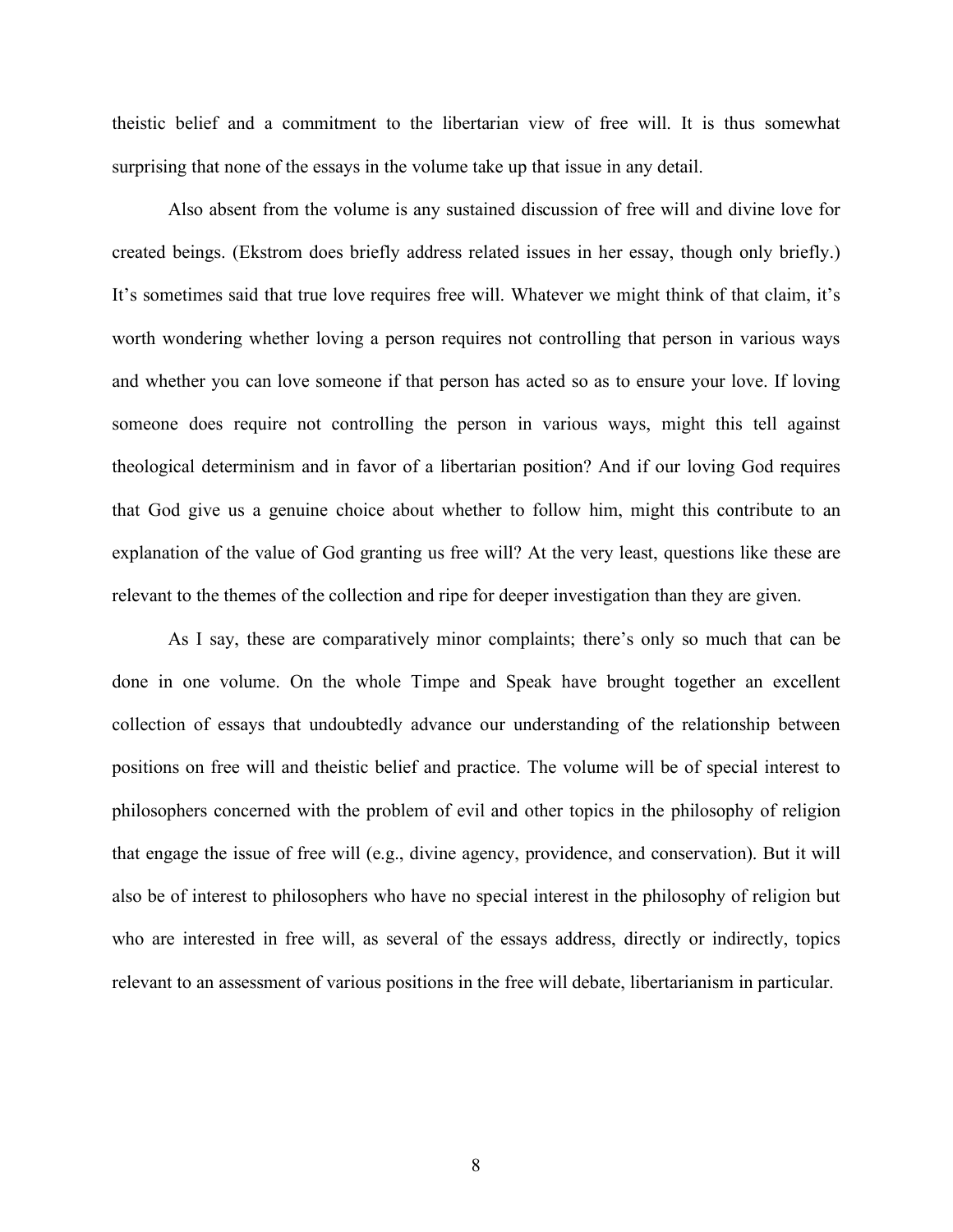theistic belief and a commitment to the libertarian view of free will. It is thus somewhat surprising that none of the essays in the volume take up that issue in any detail.

Also absent from the volume is any sustained discussion of free will and divine love for created beings. (Ekstrom does briefly address related issues in her essay, though only briefly.) It's sometimes said that true love requires free will. Whatever we might think of that claim, it's worth wondering whether loving a person requires not controlling that person in various ways and whether you can love someone if that person has acted so as to ensure your love. If loving someone does require not controlling the person in various ways, might this tell against theological determinism and in favor of a libertarian position? And if our loving God requires that God give us a genuine choice about whether to follow him, might this contribute to an explanation of the value of God granting us free will? At the very least, questions like these are relevant to the themes of the collection and ripe for deeper investigation than they are given.

As I say, these are comparatively minor complaints; there's only so much that can be done in one volume. On the whole Timpe and Speak have brought together an excellent collection of essays that undoubtedly advance our understanding of the relationship between positions on free will and theistic belief and practice. The volume will be of special interest to philosophers concerned with the problem of evil and other topics in the philosophy of religion that engage the issue of free will (e.g., divine agency, providence, and conservation). But it will also be of interest to philosophers who have no special interest in the philosophy of religion but who are interested in free will, as several of the essays address, directly or indirectly, topics relevant to an assessment of various positions in the free will debate, libertarianism in particular.